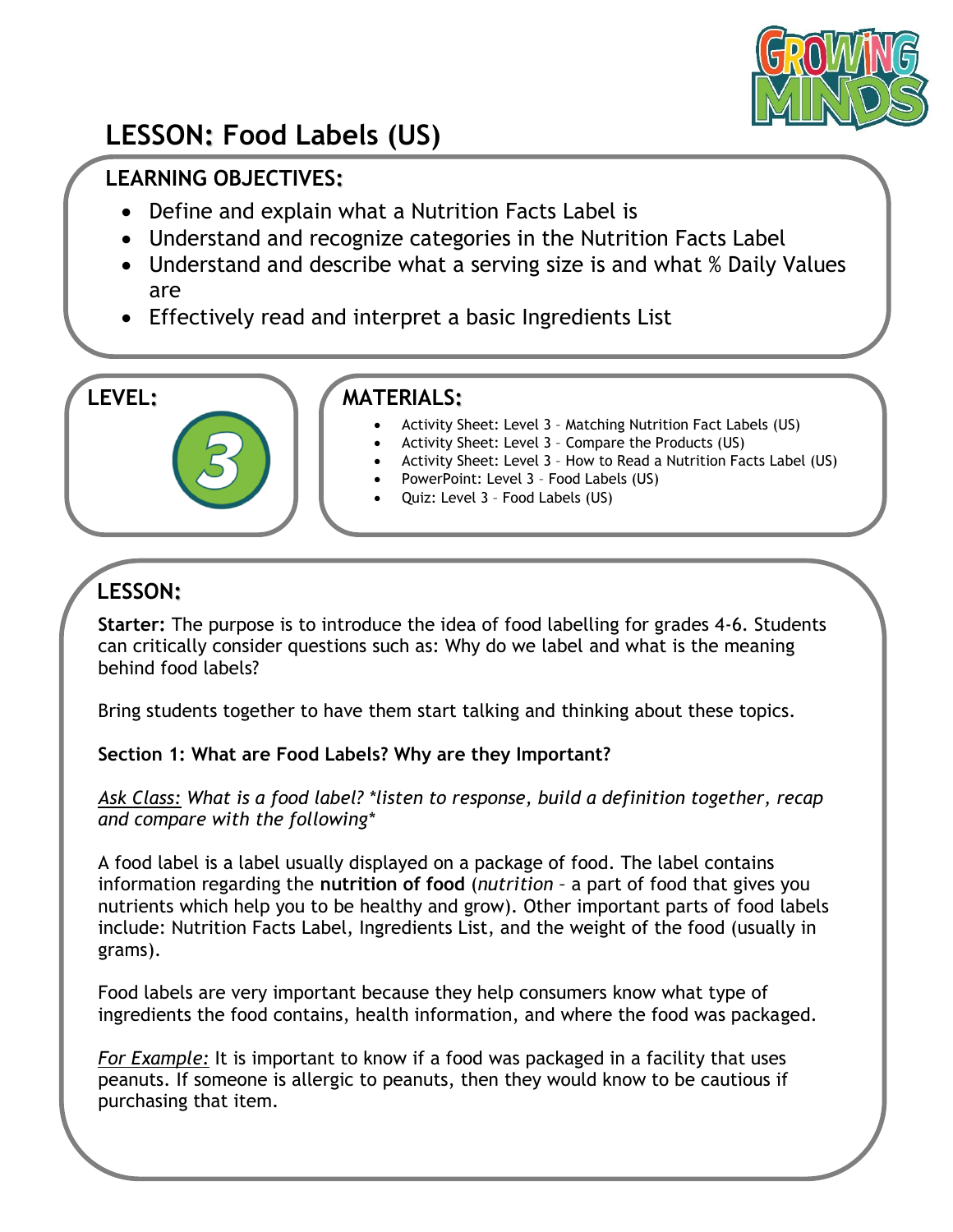# LESSON: Food Labels (US)

## LEARNING OBJECTIVES:

- Define and explain what a Nutrition Facts Label is
- Understand and recognize categories in the Nutrition Facts Label
- Understand and describe what a serving size is and what % Daily Values are
- Effectively read and interpret a basic Ingredients List

## LEVEL:

3

## MATERIALS:

- Activity Sheet: Level 3 – Matching Nutrition Fact Labels (US)
- Activity Sheet: Level 3 – Compare the Products (US)
- Activity Sheet: Level 3 – How to Read a Nutrition Facts Label (US)
- PowerPoint: Level 3 – Food Labels (US)
- Quiz: Level 3 – Food Labels (US)

## LESSON:

**Starter:** The purpose is to introduce the idea of food labelling for grades 4-6. Students can critically consider questions such as: Why do we label and what is the meaning behind food labels?

Bring students together to have them start talking and thinking about these topics.

**Section 1: What are Food Labels? Why are they Important?**

*Ask Class: What is a food label? *listen to response, build a definition together, recap and compare with the following**

A food label is a label usually displayed on a package of food. The label contains information regarding the **nutrition of food** (*nutrition* – a part of food that gives you nutrients which help you to be healthy and grow). Other important parts of food labels include: Nutrition Facts Label, Ingredients List, and the weight of the food (usually in grams).

Food labels are very important because they help consumers know what type of ingredients the food contains, health information, and where the food was packaged.

*For Example:* It is important to know if a food was packaged in a facility that uses peanuts. If someone is allergic to peanuts, then they would know to be cautious if purchasing that item.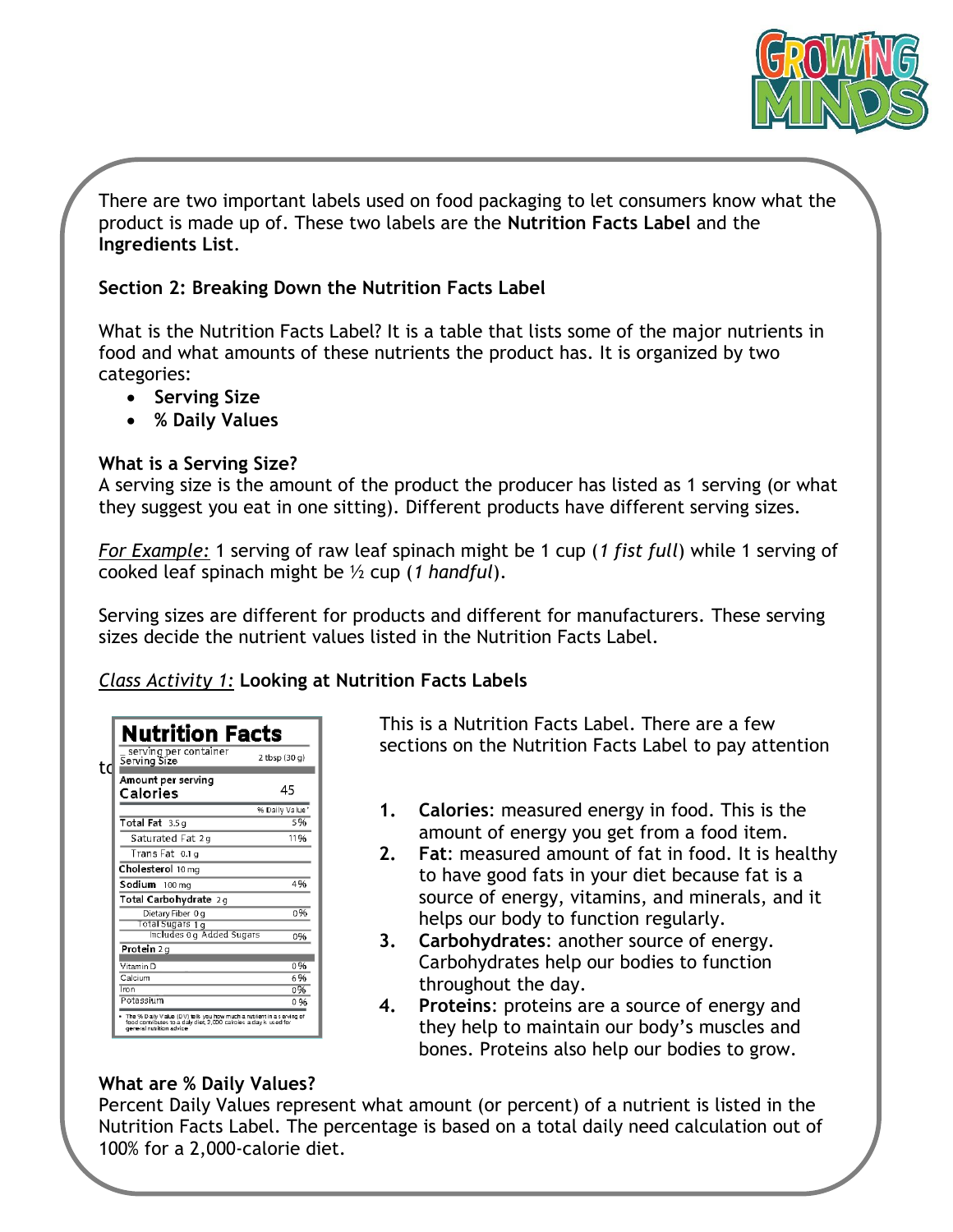There are two important labels used on food packaging to let consumers know what the product is made up of. These two labels are the **Nutrition Facts Label** and the **Ingredients List**.

### Section 2: Breaking Down the Nutrition Facts Label

What is the Nutrition Facts Label? It is a table that lists some of the major nutrients in food and what amounts of these nutrients the product has. It is organized by two categories:

- **Serving Size**
- **% Daily Values**

**What is a Serving Size?**
A serving size is the amount of the product the producer has listed as 1 serving (or what they suggest you eat in one sitting). Different products have different serving sizes.

*For Example:* 1 serving of raw leaf spinach might be 1 cup (*1 fist full*) while 1 serving of cooked leaf spinach might be ½ cup (*1 handful*).

Serving sizes are different for products and different for manufacturers. These serving sizes decide the nutrient values listed in the Nutrition Facts Label.

*Class Activity 1:* **Looking at Nutrition Facts Labels**

| Nutrition Facts | |
|---|---|
| _ serving per container | |
| Serving Size | 2 tbsp (30 g) |
| Amount per serving | |
| Calories | 45 |
| | % Daily Value* |
| Total Fat 3.5 g | 5% |
| Saturated Fat 2 g | 11% |
| Trans Fat 0.1 g | |
| Cholesterol 10 mg | |
| Sodium 100 mg | 4% |
| Total Carbohydrate 2 g | |
| Dietary Fiber 0 g | 0% |
| Total Sugars 1 g | |
| Includes 0 g Added Sugars | 0% |
| Protein 2 g | |
| Vitamin D | 0% |
| Calcium | 6% |
| Iron | 0% |
| Potassium | 0% |

\* The % Daily Value (DV) tells you how much a nutrient in a serving of food contributes to a daily diet, 2,000 calories a day is used for general nutrition advice

This is a Nutrition Facts Label. There are a few sections on the Nutrition Facts Label to pay attention to

1. **Calories**: measured energy in food. This is the amount of energy you get from a food item.
2. **Fat**: measured amount of fat in food. It is healthy to have good fats in your diet because fat is a source of energy, vitamins, and minerals, and it helps our body to function regularly.
3. **Carbohydrates**: another source of energy. Carbohydrates help our bodies to function throughout the day.
4. **Proteins**: proteins are a source of energy and they help to maintain our body's muscles and bones. Proteins also help our bodies to grow.

**What are % Daily Values?**
Percent Daily Values represent what amount (or percent) of a nutrient is listed in the Nutrition Facts Label. The percentage is based on a total daily need calculation out of 100% for a 2,000-calorie diet.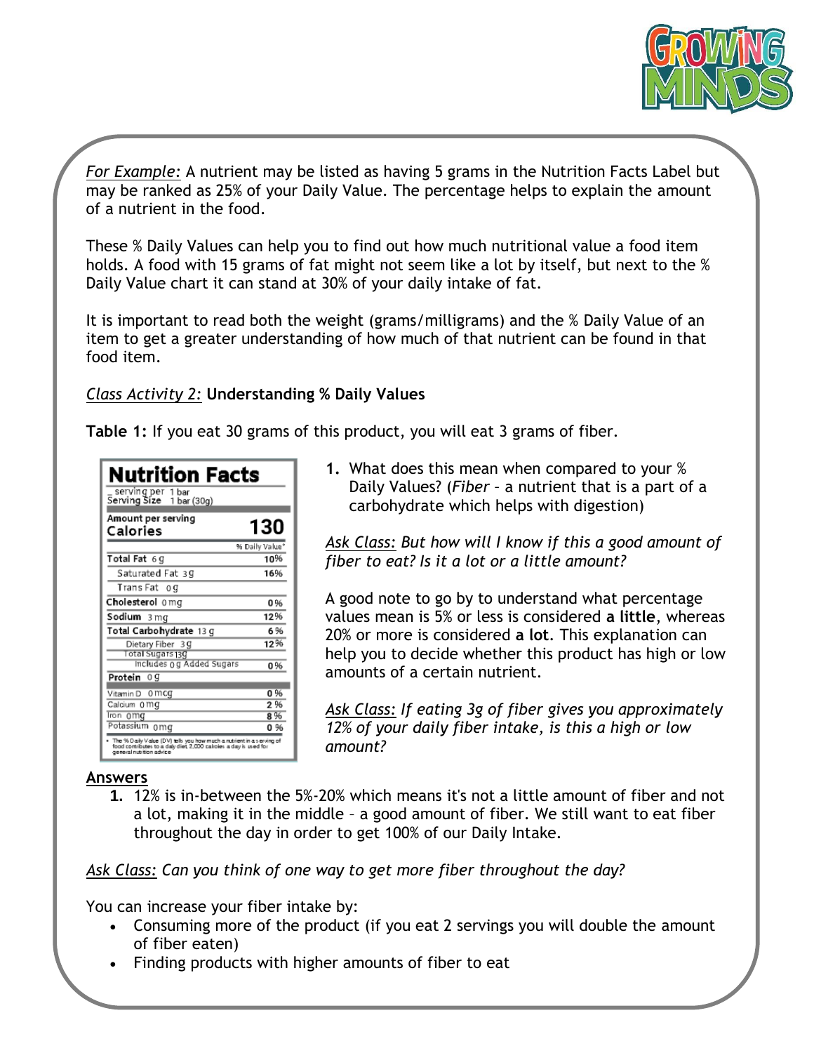*For Example:* A nutrient may be listed as having 5 grams in the Nutrition Facts Label but may be ranked as 25% of your Daily Value. The percentage helps to explain the amount of a nutrient in the food.

These % Daily Values can help you to find out how much nutritional value a food item holds. A food with 15 grams of fat might not seem like a lot by itself, but next to the % Daily Value chart it can stand at 30% of your daily intake of fat.

It is important to read both the weight (grams/milligrams) and the % Daily Value of an item to get a greater understanding of how much of that nutrient can be found in that food item.

*Class Activity 2:* **Understanding % Daily Values**

**Table 1:** If you eat 30 grams of this product, you will eat 3 grams of fiber.

**Nutrition Facts**

serving per 1 bar
Serving Size 1 bar (30g)

| Amount per serving | |
|---|---|
| **Calories** | **130** |
| | % Daily Value* |
| **Total Fat** 6g | 10% |
| Saturated Fat 3g | 16% |
| Trans Fat 0g | |
| **Cholesterol** 0mg | 0% |
| **Sodium** 3mg | 12% |
| **Total Carbohydrate** 13g | 6% |
| Dietary Fiber 3g | 12% |
| Total Sugars 13g | |
| Includes 0g Added Sugars | 0% |
| **Protein** 0g | |
| Vitamin D 0mcg | 0% |
| Calcium 0mg | 2% |
| Iron 0mg | 8% |
| Potassium 0mg | 0% |

* The % Daily Value (DV) tells you how much a nutrient in a serving of food contributes to a daily diet. 2,000 calories a day is used for general nutrition advice

1. What does this mean when compared to your % Daily Values? (*Fiber* – a nutrient that is a part of a carbohydrate which helps with digestion)

*Ask Class: But how will I know if this a good amount of fiber to eat? Is it a lot or a little amount?*

A good note to go by to understand what percentage values mean is 5% or less is considered **a little**, whereas 20% or more is considered **a lot**. This explanation can help you to decide whether this product has high or low amounts of a certain nutrient.

*Ask Class: If eating 3g of fiber gives you approximately 12% of your daily fiber intake, is this a high or low amount?*

**Answers**

1. 12% is in-between the 5%-20% which means it's not a little amount of fiber and not a lot, making it in the middle – a good amount of fiber. We still want to eat fiber throughout the day in order to get 100% of our Daily Intake.

*Ask Class: Can you think of one way to get more fiber throughout the day?*

You can increase your fiber intake by:

- Consuming more of the product (if you eat 2 servings you will double the amount of fiber eaten)
- Finding products with higher amounts of fiber to eat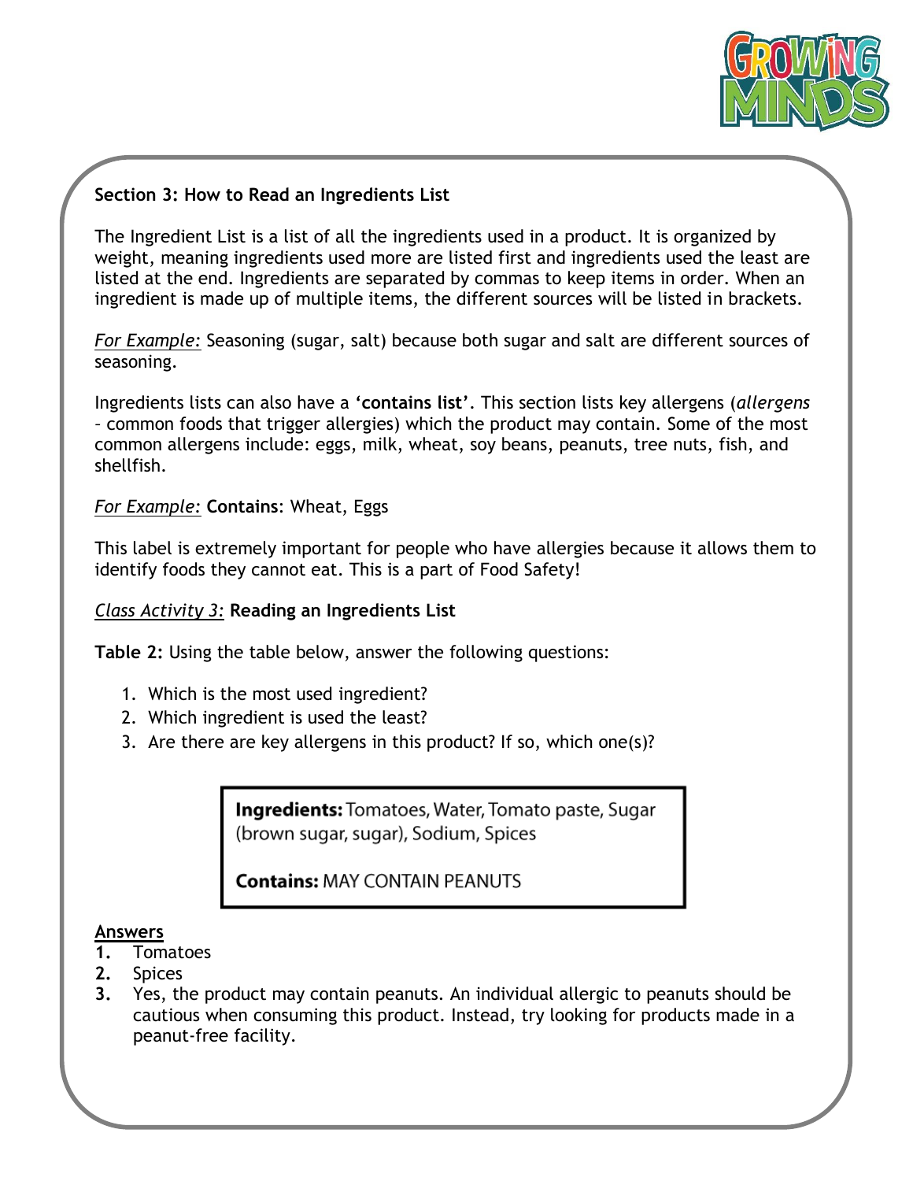### Section 3: How to Read an Ingredients List

The Ingredient List is a list of all the ingredients used in a product. It is organized by weight, meaning ingredients used more are listed first and ingredients used the least are listed at the end. Ingredients are separated by commas to keep items in order. When an ingredient is made up of multiple items, the different sources will be listed in brackets.

*For Example:* Seasoning (sugar, salt) because both sugar and salt are different sources of seasoning.

Ingredients lists can also have a **'contains list'**. This section lists key allergens (*allergens* – common foods that trigger allergies) which the product may contain. Some of the most common allergens include: eggs, milk, wheat, soy beans, peanuts, tree nuts, fish, and shellfish.

*For Example:* **Contains**: Wheat, Eggs

This label is extremely important for people who have allergies because it allows them to identify foods they cannot eat. This is a part of Food Safety!

*Class Activity 3:* **Reading an Ingredients List**

**Table 2:** Using the table below, answer the following questions:

1. Which is the most used ingredient?
2. Which ingredient is used the least?
3. Are there are key allergens in this product? If so, which one(s)?

**Ingredients:** Tomatoes, Water, Tomato paste, Sugar (brown sugar, sugar), Sodium, Spices

**Contains:** MAY CONTAIN PEANUTS

**Answers**

1. Tomatoes
2. Spices
3. Yes, the product may contain peanuts. An individual allergic to peanuts should be cautious when consuming this product. Instead, try looking for products made in a peanut-free facility.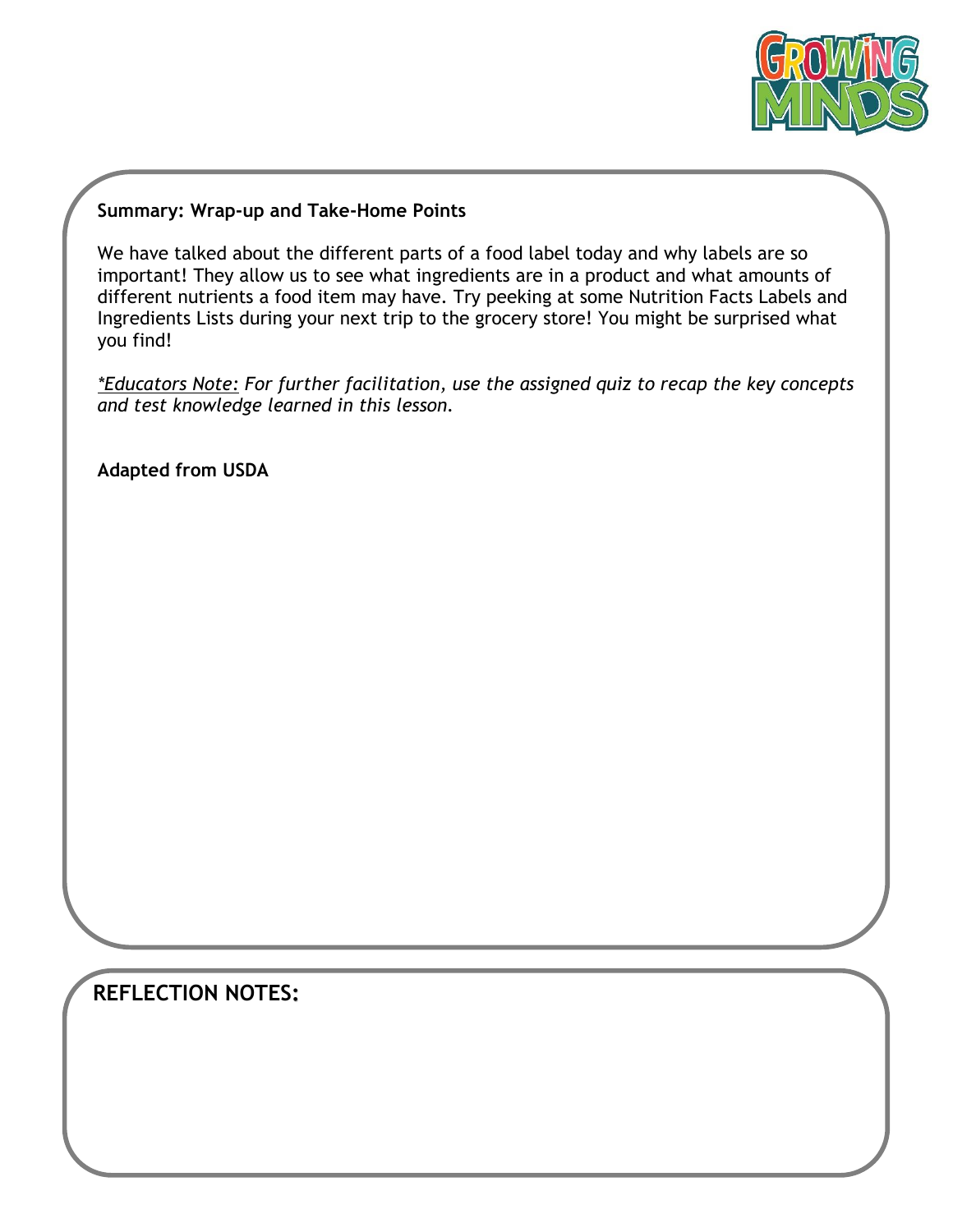**Summary: Wrap-up and Take-Home Points**

We have talked about the different parts of a food label today and why labels are so important! They allow us to see what ingredients are in a product and what amounts of different nutrients a food item may have. Try peeking at some Nutrition Facts Labels and Ingredients Lists during your next trip to the grocery store! You might be surprised what you find!

*<u>*Educators Note:</u> For further facilitation, use the assigned quiz to recap the key concepts and test knowledge learned in this lesson.*

**Adapted from USDA**

## REFLECTION NOTES: